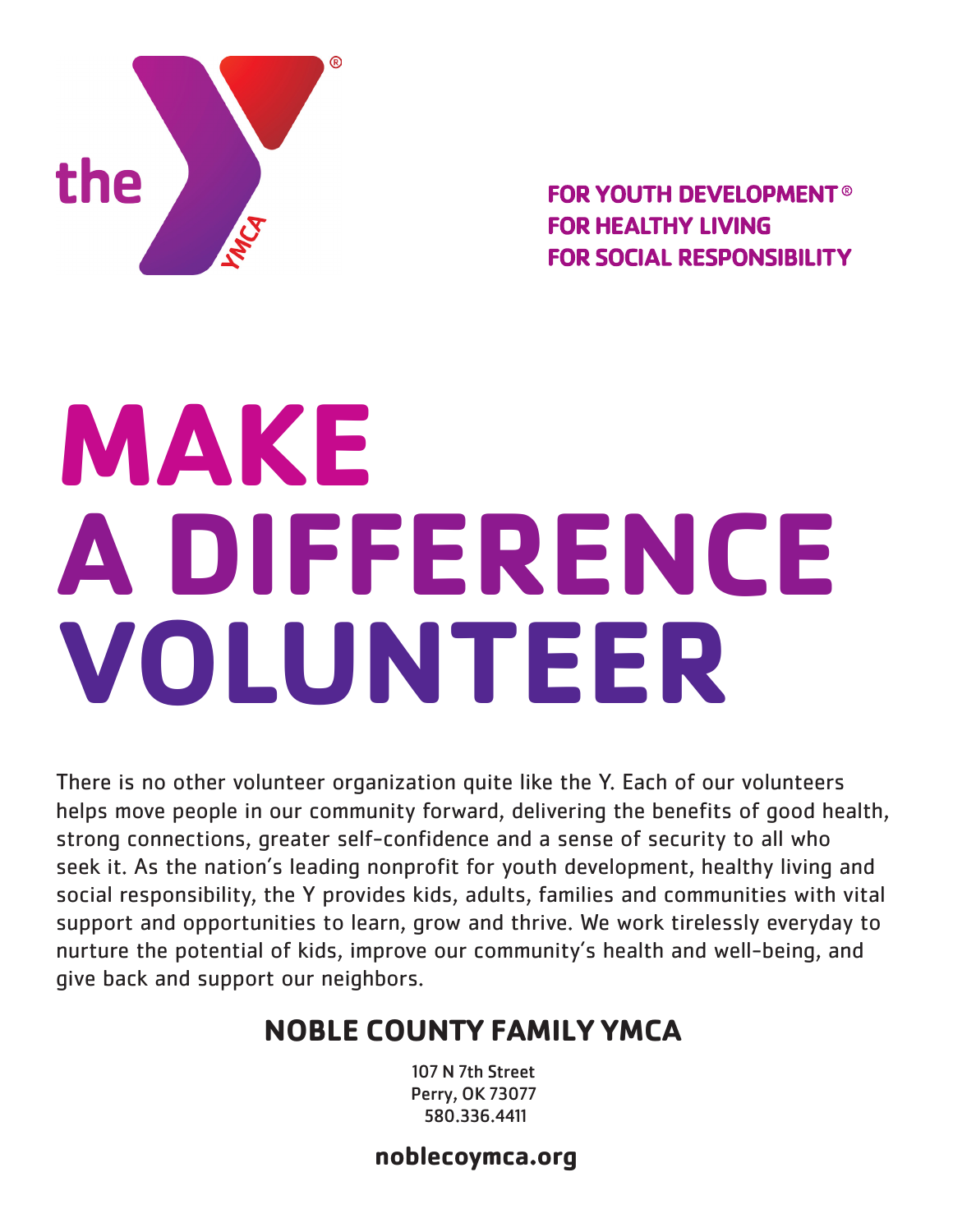the YMCA®

**FOR YOUTH DEVELOPMENT®**
**FOR HEALTHY LIVING**
**FOR SOCIAL RESPONSIBILITY**

# MAKE A DIFFERENCE VOLUNTEER

There is no other volunteer organization quite like the Y. Each of our volunteers helps move people in our community forward, delivering the benefits of good health, strong connections, greater self-confidence and a sense of security to all who seek it. As the nation's leading nonprofit for youth development, healthy living and social responsibility, the Y provides kids, adults, families and communities with vital support and opportunities to learn, grow and thrive. We work tirelessly everyday to nurture the potential of kids, improve our community's health and well-being, and give back and support our neighbors.

## NOBLE COUNTY FAMILY YMCA

107 N 7th Street
Perry, OK 73077
580.336.4411

**noblecoymca.org**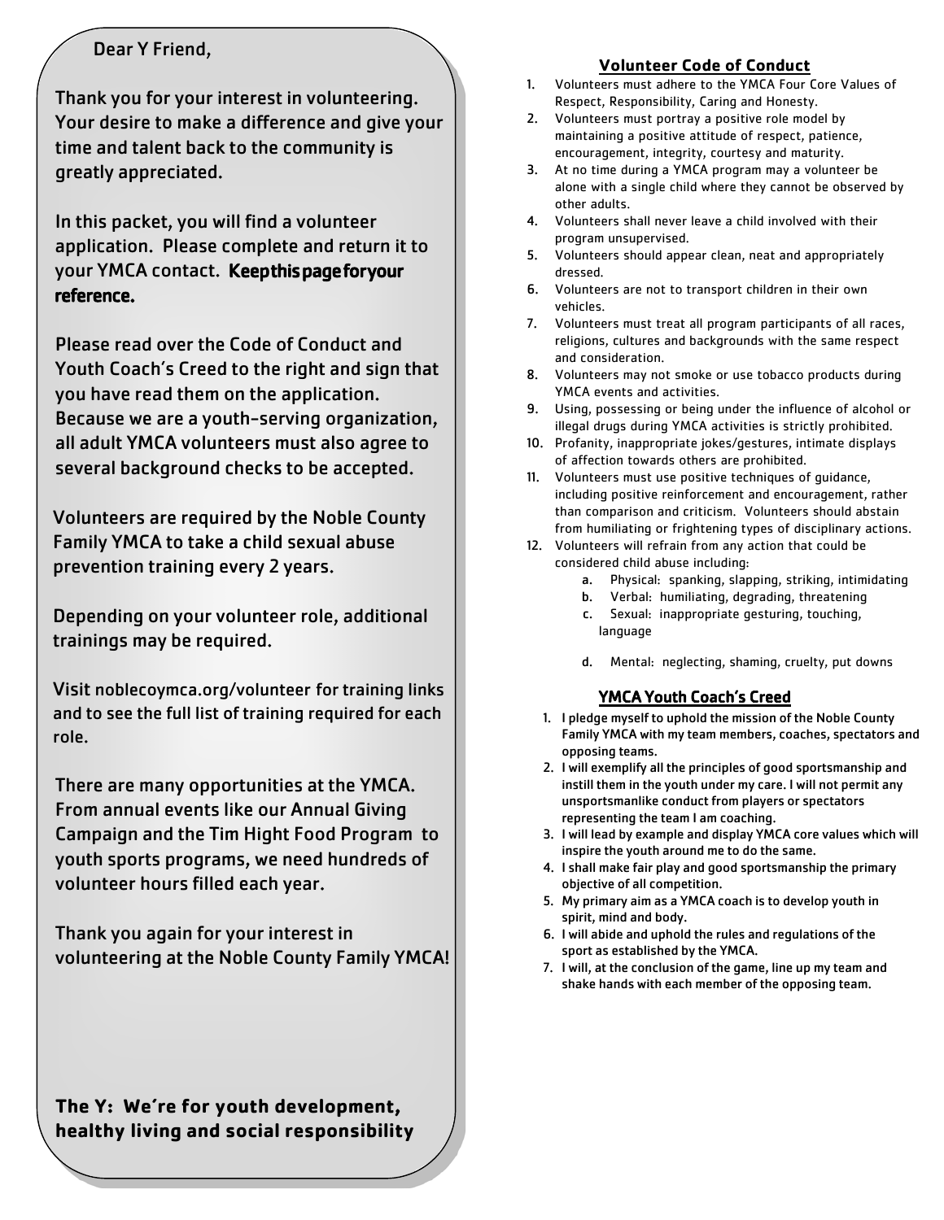Dear Y Friend,

Thank you for your interest in volunteering. Your desire to make a difference and give your time and talent back to the community is greatly appreciated.

In this packet, you will find a volunteer application. Please complete and return it to your YMCA contact. **Keep this page for your reference.**

Please read over the Code of Conduct and Youth Coach's Creed to the right and sign that you have read them on the application. Because we are a youth-serving organization, all adult YMCA volunteers must also agree to several background checks to be accepted.

Volunteers are required by the Noble County Family YMCA to take a child sexual abuse prevention training every 2 years.

Depending on your volunteer role, additional trainings may be required.

Visit noblecoymca.org/volunteer for training links and to see the full list of training required for each role.

There are many opportunities at the YMCA. From annual events like our Annual Giving Campaign and the Tim Hight Food Program to youth sports programs, we need hundreds of volunteer hours filled each year.

Thank you again for your interest in volunteering at the Noble County Family YMCA!

**The Y: We're for youth development, healthy living and social responsibility**

## Volunteer Code of Conduct

1. Volunteers must adhere to the YMCA Four Core Values of Respect, Responsibility, Caring and Honesty.
2. Volunteers must portray a positive role model by maintaining a positive attitude of respect, patience, encouragement, integrity, courtesy and maturity.
3. At no time during a YMCA program may a volunteer be alone with a single child where they cannot be observed by other adults.
4. Volunteers shall never leave a child involved with their program unsupervised.
5. Volunteers should appear clean, neat and appropriately dressed.
6. Volunteers are not to transport children in their own vehicles.
7. Volunteers must treat all program participants of all races, religions, cultures and backgrounds with the same respect and consideration.
8. Volunteers may not smoke or use tobacco products during YMCA events and activities.
9. Using, possessing or being under the influence of alcohol or illegal drugs during YMCA activities is strictly prohibited.
10. Profanity, inappropriate jokes/gestures, intimate displays of affection towards others are prohibited.
11. Volunteers must use positive techniques of guidance, including positive reinforcement and encouragement, rather than comparison and criticism. Volunteers should abstain from humiliating or frightening types of disciplinary actions.
12. Volunteers will refrain from any action that could be considered child abuse including:
    a. Physical: spanking, slapping, striking, intimidating
    b. Verbal: humiliating, degrading, threatening
    c. Sexual: inappropriate gesturing, touching, language
    d. Mental: neglecting, shaming, cruelty, put downs

## YMCA Youth Coach's Creed

1. I pledge myself to uphold the mission of the Noble County Family YMCA with my team members, coaches, spectators and opposing teams.
2. I will exemplify all the principles of good sportsmanship and instill them in the youth under my care. I will not permit any unsportsmanlike conduct from players or spectators representing the team I am coaching.
3. I will lead by example and display YMCA core values which will inspire the youth around me to do the same.
4. I shall make fair play and good sportsmanship the primary objective of all competition.
5. My primary aim as a YMCA coach is to develop youth in spirit, mind and body.
6. I will abide and uphold the rules and regulations of the sport as established by the YMCA.
7. I will, at the conclusion of the game, line up my team and shake hands with each member of the opposing team.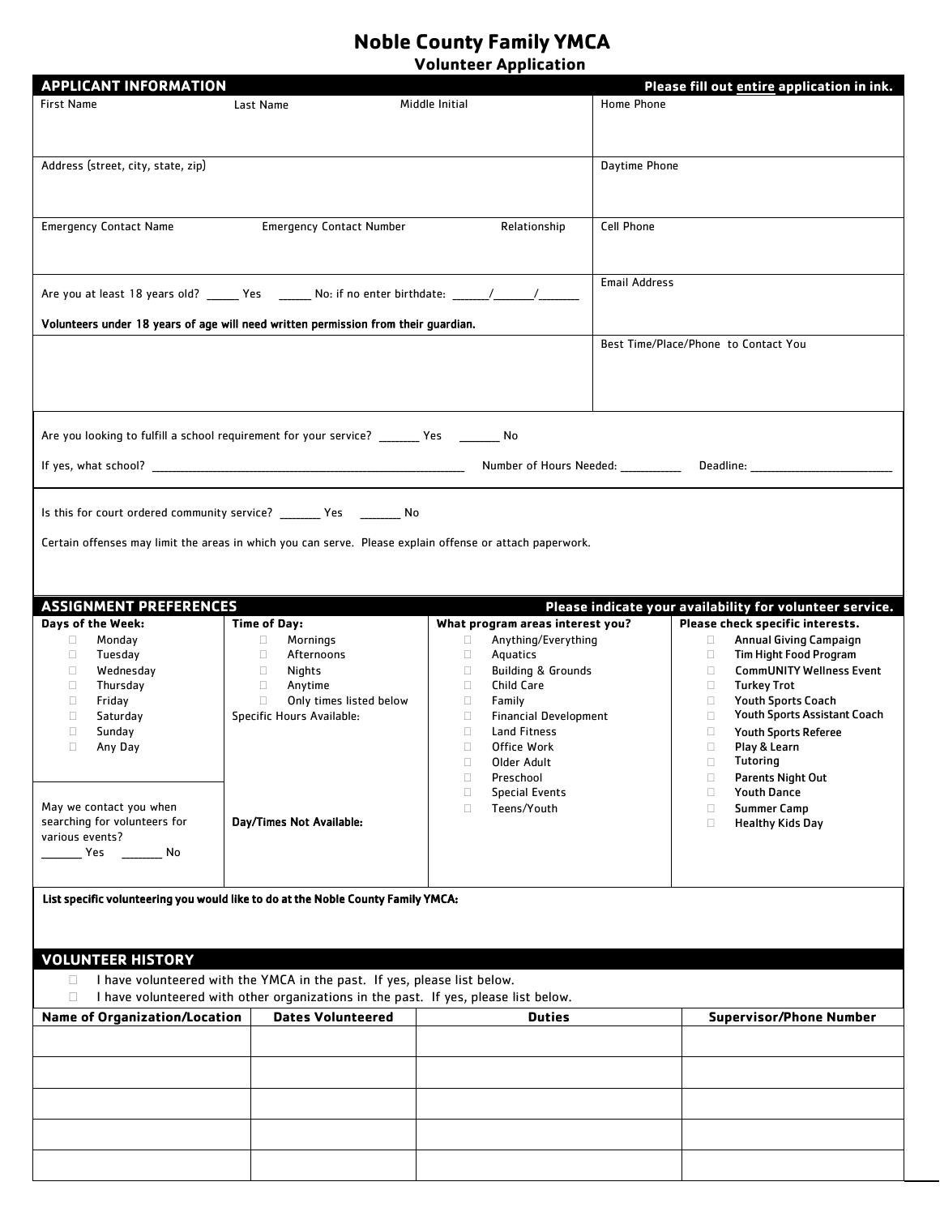# Noble County Family YMCA

## Volunteer Application

## APPLICANT INFORMATION

**Please fill out entire application in ink.**

| First Name | Last Name | Middle Initial | Home Phone |
|---|---|---|---|
| | | | |

| Address (street, city, state, zip) | Daytime Phone |
|---|---|
| | |

| Emergency Contact Name | Emergency Contact Number | Relationship | Cell Phone |
|---|---|---|---|
| | | | |

Are you at least 18 years old? _____ Yes _____ No: if no enter birthdate: _____/_____/_____

**Volunteers under 18 years of age will need written permission from their guardian.**

Email Address

Best Time/Place/Phone to Contact You

Are you looking to fulfill a school requirement for your service? _______ Yes _______ No

If yes, what school? ______________________________ Number of Hours Needed: __________ Deadline: ______________________

Is this for court ordered community service? _______ Yes _______ No

Certain offenses may limit the areas in which you can serve. Please explain offense or attach paperwork.

## ASSIGNMENT PREFERENCES

**Please indicate your availability for volunteer service.**

**Days of the Week:**
- ☐ Monday
- ☐ Tuesday
- ☐ Wednesday
- ☐ Thursday
- ☐ Friday
- ☐ Saturday
- ☐ Sunday
- ☐ Any Day

May we contact you when searching for volunteers for various events?
_______ Yes _______ No

**Time of Day:**
- ☐ Mornings
- ☐ Afternoons
- ☐ Nights
- ☐ Anytime
- ☐ Only times listed below

Specific Hours Available:

**Day/Times Not Available:**

**What program areas interest you?**
- ☐ Anything/Everything
- ☐ Aquatics
- ☐ Building & Grounds
- ☐ Child Care
- ☐ Family
- ☐ Financial Development
- ☐ Land Fitness
- ☐ Office Work
- ☐ Older Adult
- ☐ Preschool
- ☐ Special Events
- ☐ Teens/Youth

**Please check specific interests.**
- ☐ Annual Giving Campaign
- ☐ Tim Hight Food Program
- ☐ CommUNITY Wellness Event
- ☐ Turkey Trot
- ☐ Youth Sports Coach
- ☐ Youth Sports Assistant Coach
- ☐ Youth Sports Referee
- ☐ Play & Learn
- ☐ Tutoring
- ☐ Parents Night Out
- ☐ Youth Dance
- ☐ Summer Camp
- ☐ Healthy Kids Day

**List specific volunteering you would like to do at the Noble County Family YMCA:**

## VOLUNTEER HISTORY

- ☐ I have volunteered with the YMCA in the past. If yes, please list below.
- ☐ I have volunteered with other organizations in the past. If yes, please list below.

| Name of Organization/Location | Dates Volunteered | Duties | Supervisor/Phone Number |
|---|---|---|---|
| | | | |
| | | | |
| | | | |
| | | | |
| | | | |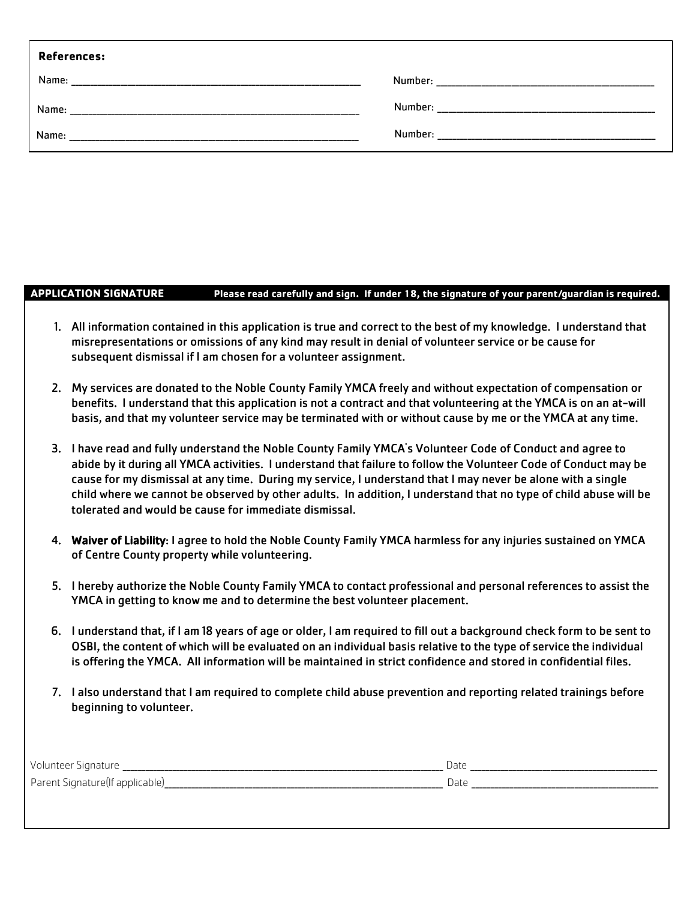**References:**

Name: ______________________________ Number: ______________________________

Name: ______________________________ Number: ______________________________

Name: ______________________________ Number: ______________________________

**APPLICATION SIGNATURE** **Please read carefully and sign. If under 18, the signature of your parent/guardian is required.**

1. All information contained in this application is true and correct to the best of my knowledge. I understand that misrepresentations or omissions of any kind may result in denial of volunteer service or be cause for subsequent dismissal if I am chosen for a volunteer assignment.

2. My services are donated to the Noble County Family YMCA freely and without expectation of compensation or benefits. I understand that this application is not a contract and that volunteering at the YMCA is on an at-will basis, and that my volunteer service may be terminated with or without cause by me or the YMCA at any time.

3. I have read and fully understand the Noble County Family YMCA's Volunteer Code of Conduct and agree to abide by it during all YMCA activities. I understand that failure to follow the Volunteer Code of Conduct may be cause for my dismissal at any time. During my service, I understand that I may never be alone with a single child where we cannot be observed by other adults. In addition, I understand that no type of child abuse will be tolerated and would be cause for immediate dismissal.

4. **Waiver of Liability**: I agree to hold the Noble County Family YMCA harmless for any injuries sustained on YMCA of Centre County property while volunteering.

5. I hereby authorize the Noble County Family YMCA to contact professional and personal references to assist the YMCA in getting to know me and to determine the best volunteer placement.

6. I understand that, if I am 18 years of age or older, I am required to fill out a background check form to be sent to OSBI, the content of which will be evaluated on an individual basis relative to the type of service the individual is offering the YMCA. All information will be maintained in strict confidence and stored in confidential files.

7. I also understand that I am required to complete child abuse prevention and reporting related trainings before beginning to volunteer.

Volunteer Signature ______________________________ Date ______________________________

Parent Signature(If applicable)______________________________ Date ______________________________